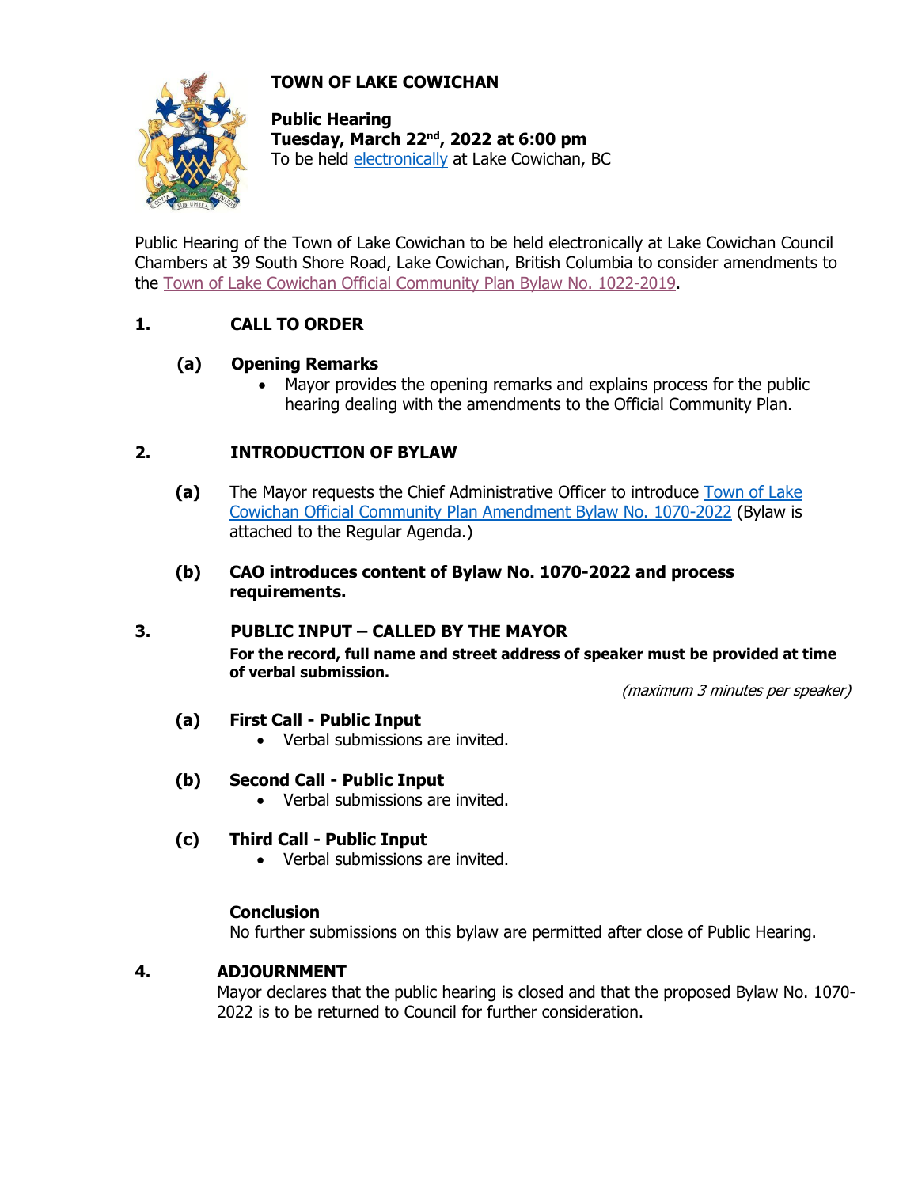# TOWN OF LAKE COWICHAN

**Public Hearing**
**Tuesday, March 22nd, 2022 at 6:00 pm**
To be held electronically at Lake Cowichan, BC

Public Hearing of the Town of Lake Cowichan to be held electronically at Lake Cowichan Council Chambers at 39 South Shore Road, Lake Cowichan, British Columbia to consider amendments to the Town of Lake Cowichan Official Community Plan Bylaw No. 1022-2019.

## 1. CALL TO ORDER

### (a) Opening Remarks

- Mayor provides the opening remarks and explains process for the public hearing dealing with the amendments to the Official Community Plan.

## 2. INTRODUCTION OF BYLAW

**(a)** The Mayor requests the Chief Administrative Officer to introduce Town of Lake Cowichan Official Community Plan Amendment Bylaw No. 1070-2022 (Bylaw is attached to the Regular Agenda.)

**(b) CAO introduces content of Bylaw No. 1070-2022 and process requirements.**

## 3. PUBLIC INPUT – CALLED BY THE MAYOR

**For the record, full name and street address of speaker must be provided at time of verbal submission.**

*(maximum 3 minutes per speaker)*

### (a) First Call - Public Input

- Verbal submissions are invited.

### (b) Second Call - Public Input

- Verbal submissions are invited.

### (c) Third Call - Public Input

- Verbal submissions are invited.

**Conclusion**
No further submissions on this bylaw are permitted after close of Public Hearing.

## 4. ADJOURNMENT

Mayor declares that the public hearing is closed and that the proposed Bylaw No. 1070-2022 is to be returned to Council for further consideration.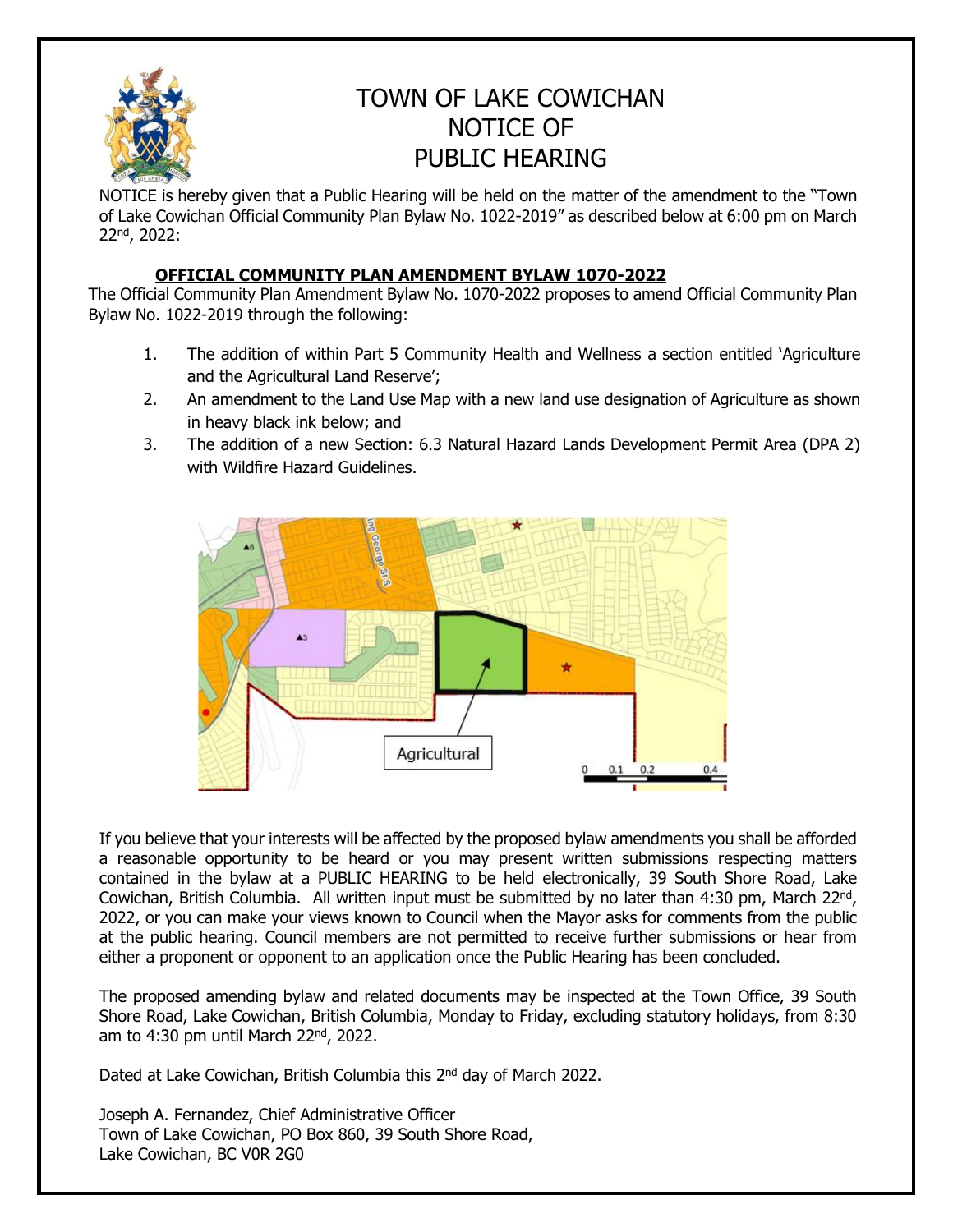# TOWN OF LAKE COWICHAN NOTICE OF PUBLIC HEARING

NOTICE is hereby given that a Public Hearing will be held on the matter of the amendment to the "Town of Lake Cowichan Official Community Plan Bylaw No. 1022-2019" as described below at 6:00 pm on March 22nd, 2022:

## OFFICIAL COMMUNITY PLAN AMENDMENT BYLAW 1070-2022

The Official Community Plan Amendment Bylaw No. 1070-2022 proposes to amend Official Community Plan Bylaw No. 1022-2019 through the following:

1. The addition of within Part 5 Community Health and Wellness a section entitled 'Agriculture and the Agricultural Land Reserve';
2. An amendment to the Land Use Map with a new land use designation of Agriculture as shown in heavy black ink below; and
3. The addition of a new Section: 6.3 Natural Hazard Lands Development Permit Area (DPA 2) with Wildfire Hazard Guidelines.

Agricultural

0 0.1 0.2 0.4

If you believe that your interests will be affected by the proposed bylaw amendments you shall be afforded a reasonable opportunity to be heard or you may present written submissions respecting matters contained in the bylaw at a PUBLIC HEARING to be held electronically, 39 South Shore Road, Lake Cowichan, British Columbia. All written input must be submitted by no later than 4:30 pm, March 22nd, 2022, or you can make your views known to Council when the Mayor asks for comments from the public at the public hearing. Council members are not permitted to receive further submissions or hear from either a proponent or opponent to an application once the Public Hearing has been concluded.

The proposed amending bylaw and related documents may be inspected at the Town Office, 39 South Shore Road, Lake Cowichan, British Columbia, Monday to Friday, excluding statutory holidays, from 8:30 am to 4:30 pm until March 22nd, 2022.

Dated at Lake Cowichan, British Columbia this 2nd day of March 2022.

Joseph A. Fernandez, Chief Administrative Officer
Town of Lake Cowichan, PO Box 860, 39 South Shore Road,
Lake Cowichan, BC V0R 2G0